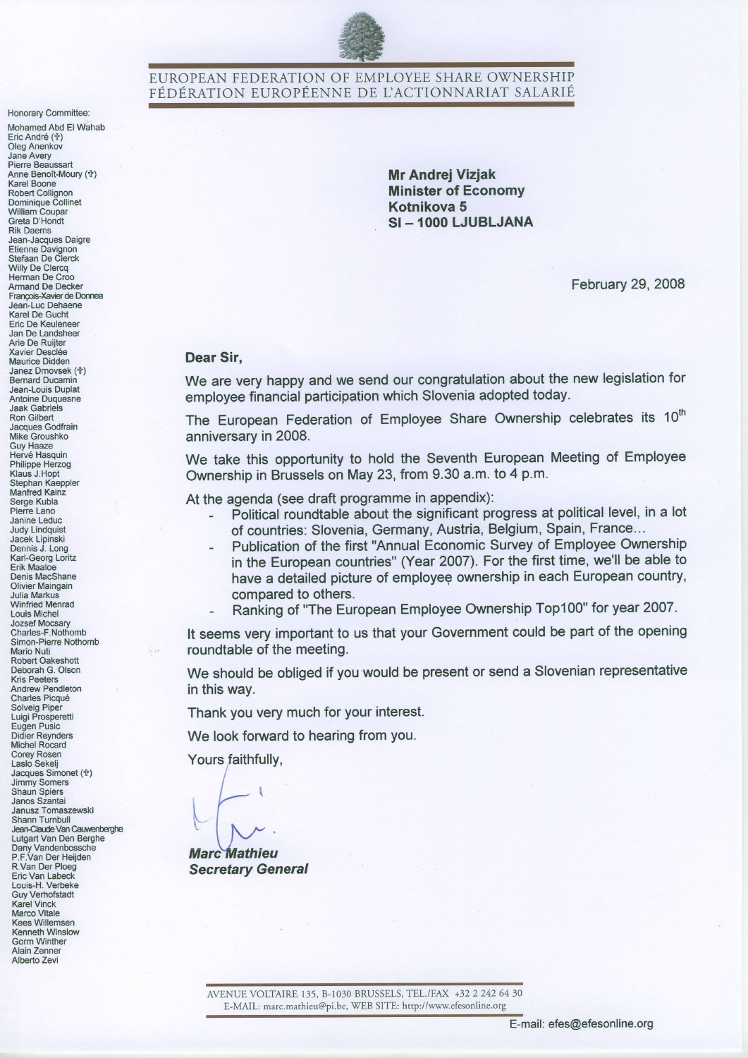EUROPEAN FEDERATION OF EMPLOYEE SHARE OWNERSHIP
FÉDÉRATION EUROPÉENNE DE L'ACTIONNARIAT SALARIÉ

Honorary Committee:

Mohamed Abd El Wahab
Eric André (†)
Oleg Anenkov
Jane Avery
Pierre Beaussart
Anne Benoît-Moury (†)
Karel Boone
Robert Collignon
Dominique Collinet
William Coupar
Greta D'Hondt
Rik Daems
Jean-Jacques Daigre
Etienne Davignon
Stefaan De Clerck
Willy De Clercq
Herman De Croo
Armand De Decker
François-Xavier de Donnea
Jean-Luc Dehaene
Karel De Gucht
Eric De Keuleneer
Jan De Landsheer
Arie De Ruijter
Xavier Desclée
Maurice Didden
Janez Drnovsek (†)
Bernard Ducamin
Jean-Louis Duplat
Antoine Duquesne
Jaak Gabriels
Ron Gilbert
Jacques Godfrain
Mike Groushko
Guy Haaze
Hervé Hasquin
Philippe Herzog
Klaus J.Hopt
Stephan Kaeppler
Manfred Kainz
Serge Kubla
Pierre Lano
Janine Leduc
Judy Lindquist
Jacek Lipinski
Dennis J. Long
Karl-Georg Loritz
Erik Maaloe
Denis MacShane
Olivier Maingain
Julia Markus
Winfried Menrad
Louis Michel
Jozsef Mocsary
Charles-F.Nothomb
Simon-Pierre Nothomb
Mario Nuti
Robert Oakeshott
Deborah G. Olson
Kris Peeters
Andrew Pendleton
Charles Picqué
Solveig Piper
Luigi Prosperetti
Eugen Pusic
Didier Reynders
Michel Rocard
Corey Rosen
Laslo Sekelj
Jacques Simonet (†)
Jimmy Somers
Shaun Spiers
Janos Szantai
Janusz Tomaszewski
Shann Turnbull
Jean-Claude Van Cauwenberghe
Lutgart Van Den Berghe
Dany Vandenbossche
P.F.Van Der Heijden
R.Van Der Ploeg
Eric Van Labeck
Louis-H. Verbeke
Guy Verhofstadt
Karel Vinck
Marco Vitale
Kees Willemsen
Kenneth Winslow
Gorm Winther
Alain Zenner
Alberto Zevi

**Mr Andrej Vizjak**
**Minister of Economy**
**Kotnikova 5**
**SI – 1000 LJUBLJANA**

February 29, 2008

**Dear Sir,**

We are very happy and we send our congratulation about the new legislation for employee financial participation which Slovenia adopted today.

The European Federation of Employee Share Ownership celebrates its 10th anniversary in 2008.

We take this opportunity to hold the Seventh European Meeting of Employee Ownership in Brussels on May 23, from 9.30 a.m. to 4 p.m.

At the agenda (see draft programme in appendix):

- Political roundtable about the significant progress at political level, in a lot of countries: Slovenia, Germany, Austria, Belgium, Spain, France...
- Publication of the first "Annual Economic Survey of Employee Ownership in the European countries" (Year 2007). For the first time, we'll be able to have a detailed picture of employee ownership in each European country, compared to others.
- Ranking of "The European Employee Ownership Top100" for year 2007.

It seems very important to us that your Government could be part of the opening roundtable of the meeting.

We should be obliged if you would be present or send a Slovenian representative in this way.

Thank you very much for your interest.

We look forward to hearing from you.

Yours faithfully,

***Marc Mathieu***
***Secretary General***

AVENUE VOLTAIRE 135, B-1030 BRUSSELS, TEL./FAX +32 2 242 64 30
E-MAIL: marc.mathieu@pi.be, WEB SITE: http://www.efesonline.org

E-mail: efes@efesonline.org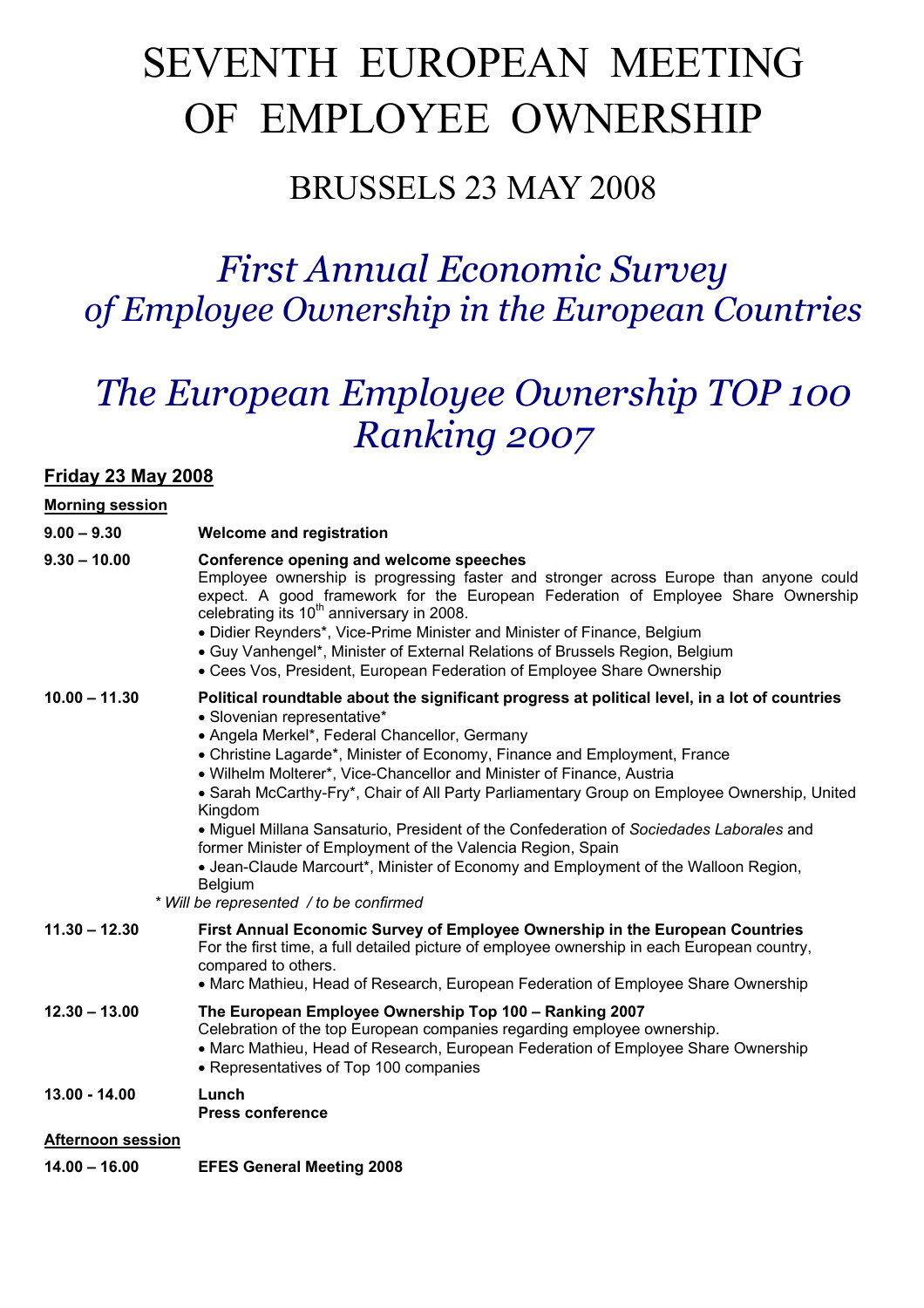# SEVENTH EUROPEAN MEETING OF EMPLOYEE OWNERSHIP

## BRUSSELS 23 MAY 2008

## *First Annual Economic Survey of Employee Ownership in the European Countries*

## *The European Employee Ownership TOP 100 Ranking 2007*

**Friday 23 May 2008**

**Morning session**

**9.00 – 9.30** **Welcome and registration**

**9.30 – 10.00** **Conference opening and welcome speeches**

Employee ownership is progressing faster and stronger across Europe than anyone could expect. A good framework for the European Federation of Employee Share Ownership celebrating its 10th anniversary in 2008.

- Didier Reynders*, Vice-Prime Minister and Minister of Finance, Belgium
- Guy Vanhengel*, Minister of External Relations of Brussels Region, Belgium
- Cees Vos, President, European Federation of Employee Share Ownership

**10.00 – 11.30** **Political roundtable about the significant progress at political level, in a lot of countries**

- Slovenian representative*
- Angela Merkel*, Federal Chancellor, Germany
- Christine Lagarde*, Minister of Economy, Finance and Employment, France
- Wilhelm Molterer*, Vice-Chancellor and Minister of Finance, Austria
- Sarah McCarthy-Fry*, Chair of All Party Parliamentary Group on Employee Ownership, United Kingdom
- Miguel Millana Sansaturio, President of the Confederation of *Sociedades Laborales* and former Minister of Employment of the Valencia Region, Spain
- Jean-Claude Marcourt*, Minister of Economy and Employment of the Walloon Region, Belgium

*\* Will be represented / to be confirmed*

**11.30 – 12.30** **First Annual Economic Survey of Employee Ownership in the European Countries**

For the first time, a full detailed picture of employee ownership in each European country, compared to others.

- Marc Mathieu, Head of Research, European Federation of Employee Share Ownership

**12.30 – 13.00** **The European Employee Ownership Top 100 – Ranking 2007**

Celebration of the top European companies regarding employee ownership.

- Marc Mathieu, Head of Research, European Federation of Employee Share Ownership
- Representatives of Top 100 companies

**13.00 - 14.00** **Lunch**
**Press conference**

**Afternoon session**

**14.00 – 16.00** **EFES General Meeting 2008**